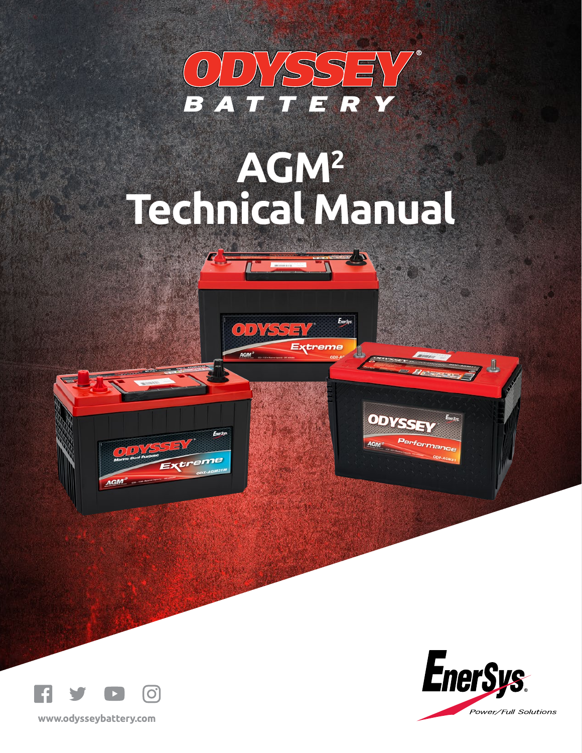# ODYSSEY® BATTERY

# AGM² Technical Manual

www.odysseybattery.com

EnerSys®

*Power/Full Solutions*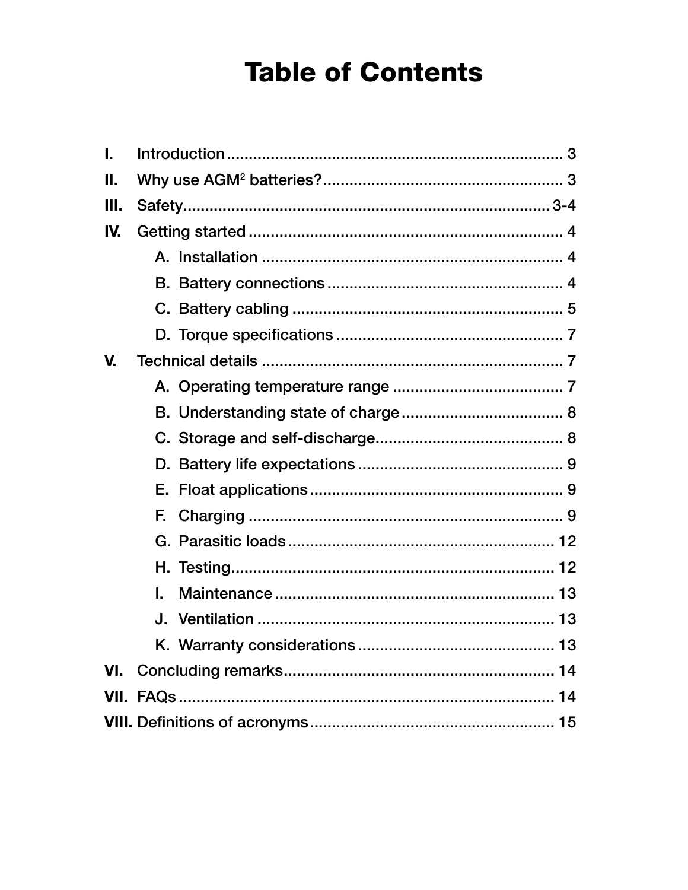# Table of Contents

- I. Introduction ........................................................................ 3
- II. Why use AGM$^2$ batteries? ...................................................... 3
- III. Safety ............................................................................. 3-4
- IV. Getting started ..................................................................... 4
  - A. Installation ..................................................................... 4
  - B. Battery connections .............................................................. 4
  - C. Battery cabling .................................................................. 5
  - D. Torque specifications ............................................................ 7
- V. Technical details ..................................................................... 7
  - A. Operating temperature range ...................................................... 7
  - B. Understanding state of charge .................................................... 8
  - C. Storage and self-discharge ....................................................... 8
  - D. Battery life expectations ........................................................ 9
  - E. Float applications ............................................................... 9
  - F. Charging ......................................................................... 9
  - G. Parasitic loads .................................................................. 12
  - H. Testing .......................................................................... 12
  - I. Maintenance ...................................................................... 13
  - J. Ventilation ...................................................................... 13
  - K. Warranty considerations .......................................................... 13
- VI. Concluding remarks .................................................................. 14
- VII. FAQs ............................................................................... 14
- VIII. Definitions of acronyms ............................................................ 15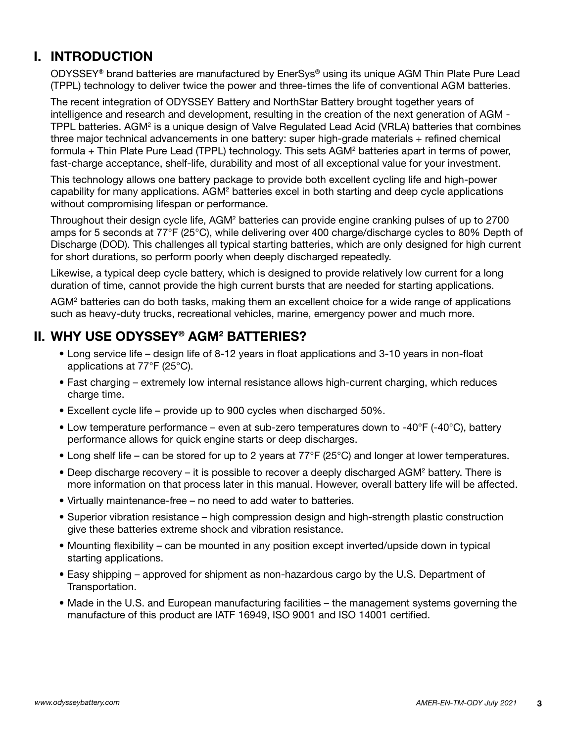## I. INTRODUCTION

ODYSSEY® brand batteries are manufactured by EnerSys® using its unique AGM Thin Plate Pure Lead (TPPL) technology to deliver twice the power and three-times the life of conventional AGM batteries.

The recent integration of ODYSSEY Battery and NorthStar Battery brought together years of intelligence and research and development, resulting in the creation of the next generation of AGM - TPPL batteries. AGM$^2$ is a unique design of Valve Regulated Lead Acid (VRLA) batteries that combines three major technical advancements in one battery: super high-grade materials + refined chemical formula + Thin Plate Pure Lead (TPPL) technology. This sets AGM$^2$ batteries apart in terms of power, fast-charge acceptance, shelf-life, durability and most of all exceptional value for your investment.

This technology allows one battery package to provide both excellent cycling life and high-power capability for many applications. AGM$^2$ batteries excel in both starting and deep cycle applications without compromising lifespan or performance.

Throughout their design cycle life, AGM$^2$ batteries can provide engine cranking pulses of up to 2700 amps for 5 seconds at 77°F (25°C), while delivering over 400 charge/discharge cycles to 80% Depth of Discharge (DOD). This challenges all typical starting batteries, which are only designed for high current for short durations, so perform poorly when deeply discharged repeatedly.

Likewise, a typical deep cycle battery, which is designed to provide relatively low current for a long duration of time, cannot provide the high current bursts that are needed for starting applications.

AGM$^2$ batteries can do both tasks, making them an excellent choice for a wide range of applications such as heavy-duty trucks, recreational vehicles, marine, emergency power and much more.

## II. WHY USE ODYSSEY® AGM$^2$ BATTERIES?

- Long service life – design life of 8-12 years in float applications and 3-10 years in non-float applications at 77°F (25°C).
- Fast charging – extremely low internal resistance allows high-current charging, which reduces charge time.
- Excellent cycle life – provide up to 900 cycles when discharged 50%.
- Low temperature performance – even at sub-zero temperatures down to -40°F (-40°C), battery performance allows for quick engine starts or deep discharges.
- Long shelf life – can be stored for up to 2 years at 77°F (25°C) and longer at lower temperatures.
- Deep discharge recovery – it is possible to recover a deeply discharged AGM$^2$ battery. There is more information on that process later in this manual. However, overall battery life will be affected.
- Virtually maintenance-free – no need to add water to batteries.
- Superior vibration resistance – high compression design and high-strength plastic construction give these batteries extreme shock and vibration resistance.
- Mounting flexibility – can be mounted in any position except inverted/upside down in typical starting applications.
- Easy shipping – approved for shipment as non-hazardous cargo by the U.S. Department of Transportation.
- Made in the U.S. and European manufacturing facilities – the management systems governing the manufacture of this product are IATF 16949, ISO 9001 and ISO 14001 certified.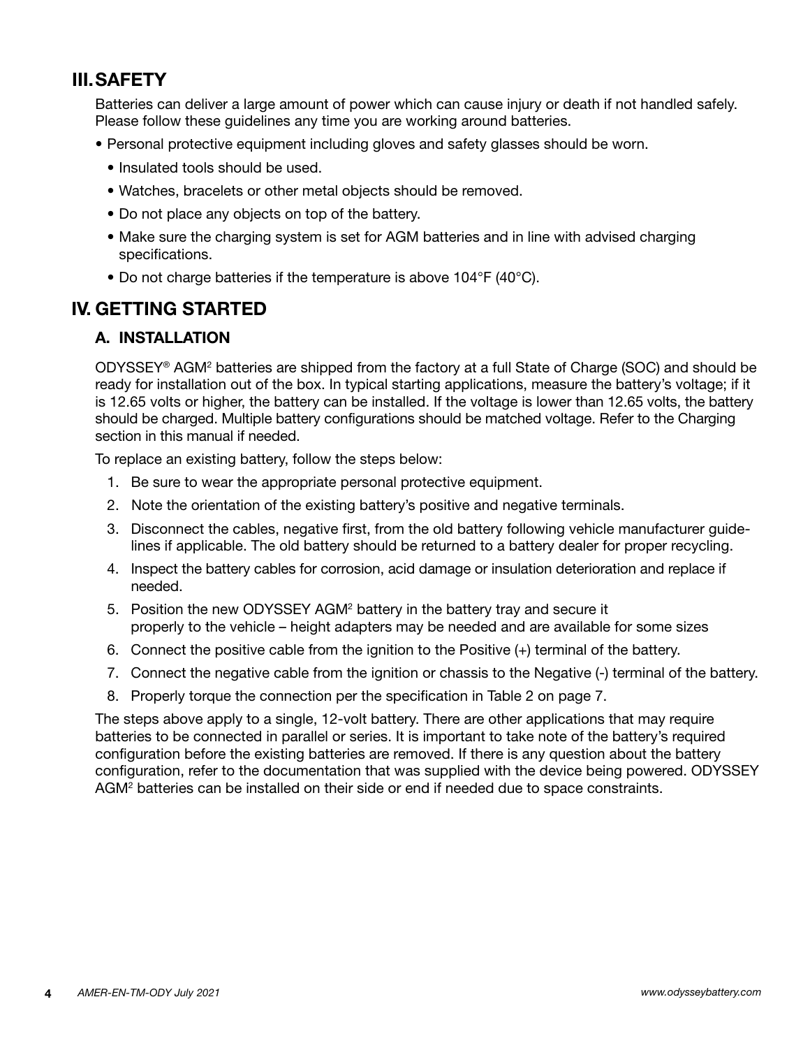## III. SAFETY

Batteries can deliver a large amount of power which can cause injury or death if not handled safely. Please follow these guidelines any time you are working around batteries.

- Personal protective equipment including gloves and safety glasses should be worn.
  - Insulated tools should be used.
  - Watches, bracelets or other metal objects should be removed.
  - Do not place any objects on top of the battery.
  - Make sure the charging system is set for AGM batteries and in line with advised charging specifications.
  - Do not charge batteries if the temperature is above 104°F (40°C).

## IV. GETTING STARTED

### A. INSTALLATION

ODYSSEY® AGM[2] batteries are shipped from the factory at a full State of Charge (SOC) and should be ready for installation out of the box. In typical starting applications, measure the battery's voltage; if it is 12.65 volts or higher, the battery can be installed. If the voltage is lower than 12.65 volts, the battery should be charged. Multiple battery configurations should be matched voltage. Refer to the Charging section in this manual if needed.

To replace an existing battery, follow the steps below:

1. Be sure to wear the appropriate personal protective equipment.
2. Note the orientation of the existing battery's positive and negative terminals.
3. Disconnect the cables, negative first, from the old battery following vehicle manufacturer guidelines if applicable. The old battery should be returned to a battery dealer for proper recycling.
4. Inspect the battery cables for corrosion, acid damage or insulation deterioration and replace if needed.
5. Position the new ODYSSEY AGM[2] battery in the battery tray and secure it properly to the vehicle – height adapters may be needed and are available for some sizes
6. Connect the positive cable from the ignition to the Positive (+) terminal of the battery.
7. Connect the negative cable from the ignition or chassis to the Negative (-) terminal of the battery.
8. Properly torque the connection per the specification in Table 2 on page 7.

The steps above apply to a single, 12-volt battery. There are other applications that may require batteries to be connected in parallel or series. It is important to take note of the battery's required configuration before the existing batteries are removed. If there is any question about the battery configuration, refer to the documentation that was supplied with the device being powered. ODYSSEY AGM[2] batteries can be installed on their side or end if needed due to space constraints.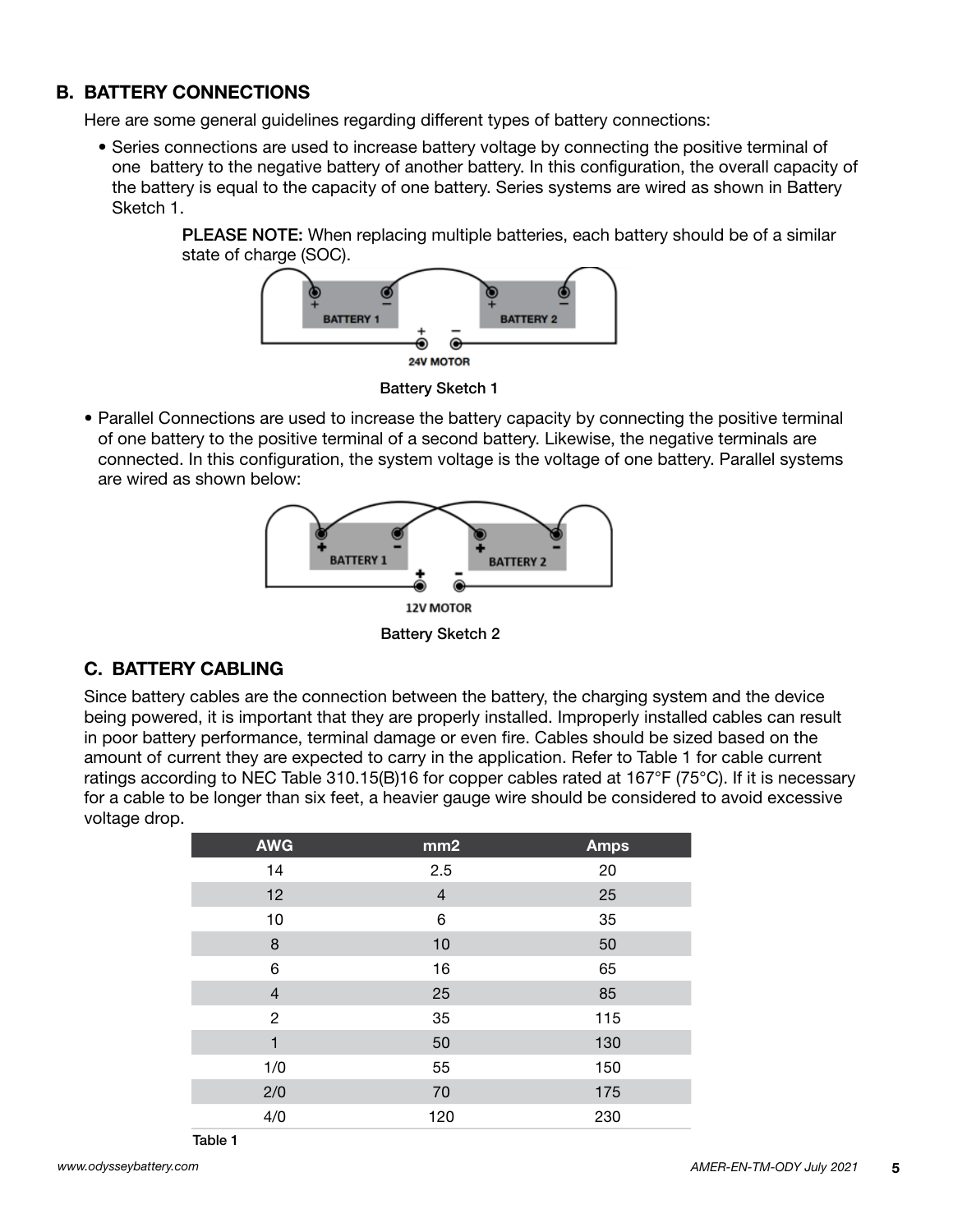## B. BATTERY CONNECTIONS

Here are some general guidelines regarding different types of battery connections:

- Series connections are used to increase battery voltage by connecting the positive terminal of one battery to the negative battery of another battery. In this configuration, the overall capacity of the battery is equal to the capacity of one battery. Series systems are wired as shown in Battery Sketch 1.

  **PLEASE NOTE:** When replacing multiple batteries, each battery should be of a similar state of charge (SOC).

Battery Sketch 1

- Parallel Connections are used to increase the battery capacity by connecting the positive terminal of one battery to the positive terminal of a second battery. Likewise, the negative terminals are connected. In this configuration, the system voltage is the voltage of one battery. Parallel systems are wired as shown below:

Battery Sketch 2

## C. BATTERY CABLING

Since battery cables are the connection between the battery, the charging system and the device being powered, it is important that they are properly installed. Improperly installed cables can result in poor battery performance, terminal damage or even fire. Cables should be sized based on the amount of current they are expected to carry in the application. Refer to Table 1 for cable current ratings according to NEC Table 310.15(B)16 for copper cables rated at 167°F (75°C). If it is necessary for a cable to be longer than six feet, a heavier gauge wire should be considered to avoid excessive voltage drop.

| AWG | mm2 | Amps |
|---|---|---|
| 14 | 2.5 | 20 |
| 12 | 4 | 25 |
| 10 | 6 | 35 |
| 8 | 10 | 50 |
| 6 | 16 | 65 |
| 4 | 25 | 85 |
| 2 | 35 | 115 |
| 1 | 50 | 130 |
| 1/0 | 55 | 150 |
| 2/0 | 70 | 175 |
| 4/0 | 120 | 230 |

Table 1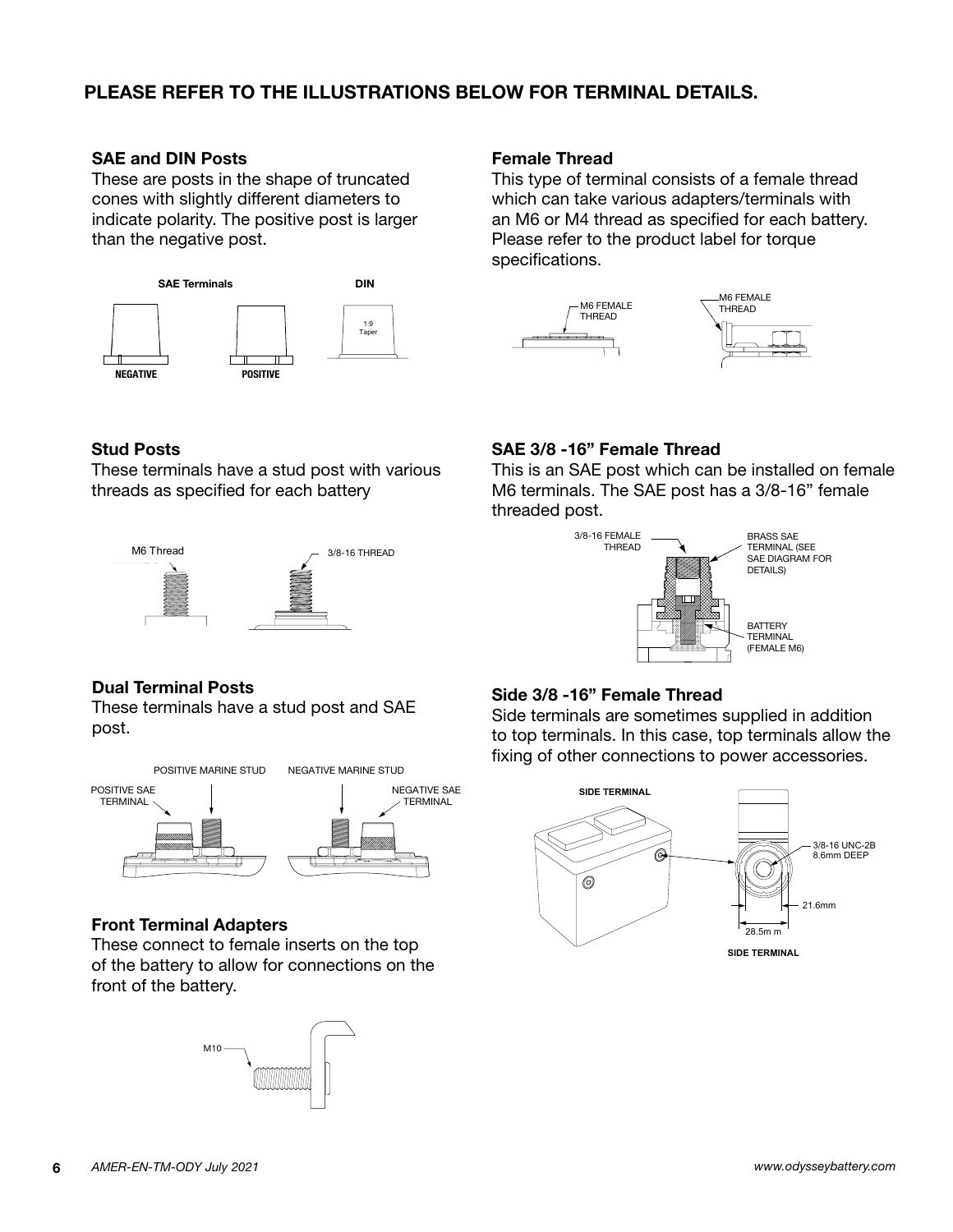## PLEASE REFER TO THE ILLUSTRATIONS BELOW FOR TERMINAL DETAILS.

### SAE and DIN Posts

These are posts in the shape of truncated cones with slightly different diameters to indicate polarity. The positive post is larger than the negative post.

SAE Terminals | DIN

1:9 Taper

NEGATIVE | POSITIVE

### Stud Posts

These terminals have a stud post with various threads as specified for each battery

M6 Thread | 3/8-16 THREAD

### Dual Terminal Posts

These terminals have a stud post and SAE post.

POSITIVE MARINE STUD | NEGATIVE MARINE STUD | POSITIVE SAE TERMINAL | NEGATIVE SAE TERMINAL

### Front Terminal Adapters

These connect to female inserts on the top of the battery to allow for connections on the front of the battery.

M10

### Female Thread

This type of terminal consists of a female thread which can take various adapters/terminals with an M6 or M4 thread as specified for each battery. Please refer to the product label for torque specifications.

M6 FEMALE THREAD | M6 FEMALE THREAD

### SAE 3/8 -16" Female Thread

This is an SAE post which can be installed on female M6 terminals. The SAE post has a 3/8-16" female threaded post.

3/8-16 FEMALE THREAD | BRASS SAE TERMINAL (SEE SAE DIAGRAM FOR DETAILS) | BATTERY TERMINAL (FEMALE M6)

### Side 3/8 -16" Female Thread

Side terminals are sometimes supplied in addition to top terminals. In this case, top terminals allow the fixing of other connections to power accessories.

SIDE TERMINAL

3/8-16 UNC-2B 8.6mm DEEP

21.6mm

28.5m m

SIDE TERMINAL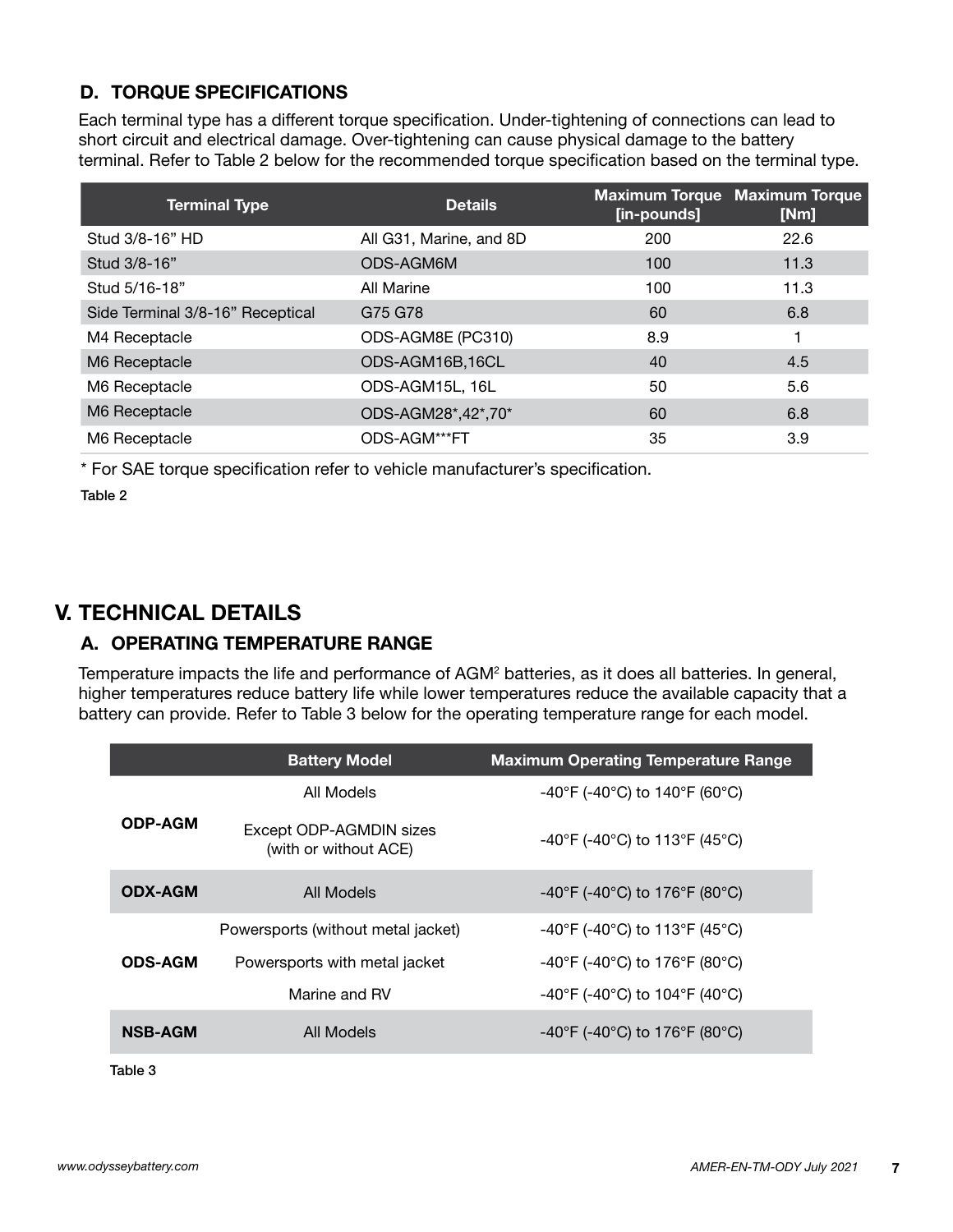### D. TORQUE SPECIFICATIONS

Each terminal type has a different torque specification. Under-tightening of connections can lead to short circuit and electrical damage. Over-tightening can cause physical damage to the battery terminal. Refer to Table 2 below for the recommended torque specification based on the terminal type.

| Terminal Type | Details | Maximum Torque [in-pounds] | Maximum Torque [Nm] |
|---|---|---|---|
| Stud 3/8-16" HD | All G31, Marine, and 8D | 200 | 22.6 |
| Stud 3/8-16" | ODS-AGM6M | 100 | 11.3 |
| Stud 5/16-18" | All Marine | 100 | 11.3 |
| Side Terminal 3/8-16" Receptical | G75 G78 | 60 | 6.8 |
| M4 Receptacle | ODS-AGM8E (PC310) | 8.9 | 1 |
| M6 Receptacle | ODS-AGM16B,16CL | 40 | 4.5 |
| M6 Receptacle | ODS-AGM15L, 16L | 50 | 5.6 |
| M6 Receptacle | ODS-AGM28*,42*,70* | 60 | 6.8 |
| M6 Receptacle | ODS-AGM***FT | 35 | 3.9 |

* For SAE torque specification refer to vehicle manufacturer's specification.

Table 2

## V. TECHNICAL DETAILS

### A. OPERATING TEMPERATURE RANGE

Temperature impacts the life and performance of AGM[2] batteries, as it does all batteries. In general, higher temperatures reduce battery life while lower temperatures reduce the available capacity that a battery can provide. Refer to Table 3 below for the operating temperature range for each model.

| | Battery Model | Maximum Operating Temperature Range |
|---|---|---|
| **ODP-AGM** | All Models | -40°F (-40°C) to 140°F (60°C) |
| | Except ODP-AGMDIN sizes (with or without ACE) | -40°F (-40°C) to 113°F (45°C) |
| **ODX-AGM** | All Models | -40°F (-40°C) to 176°F (80°C) |
| **ODS-AGM** | Powersports (without metal jacket) | -40°F (-40°C) to 113°F (45°C) |
| | Powersports with metal jacket | -40°F (-40°C) to 176°F (80°C) |
| | Marine and RV | -40°F (-40°C) to 104°F (40°C) |
| **NSB-AGM** | All Models | -40°F (-40°C) to 176°F (80°C) |

Table 3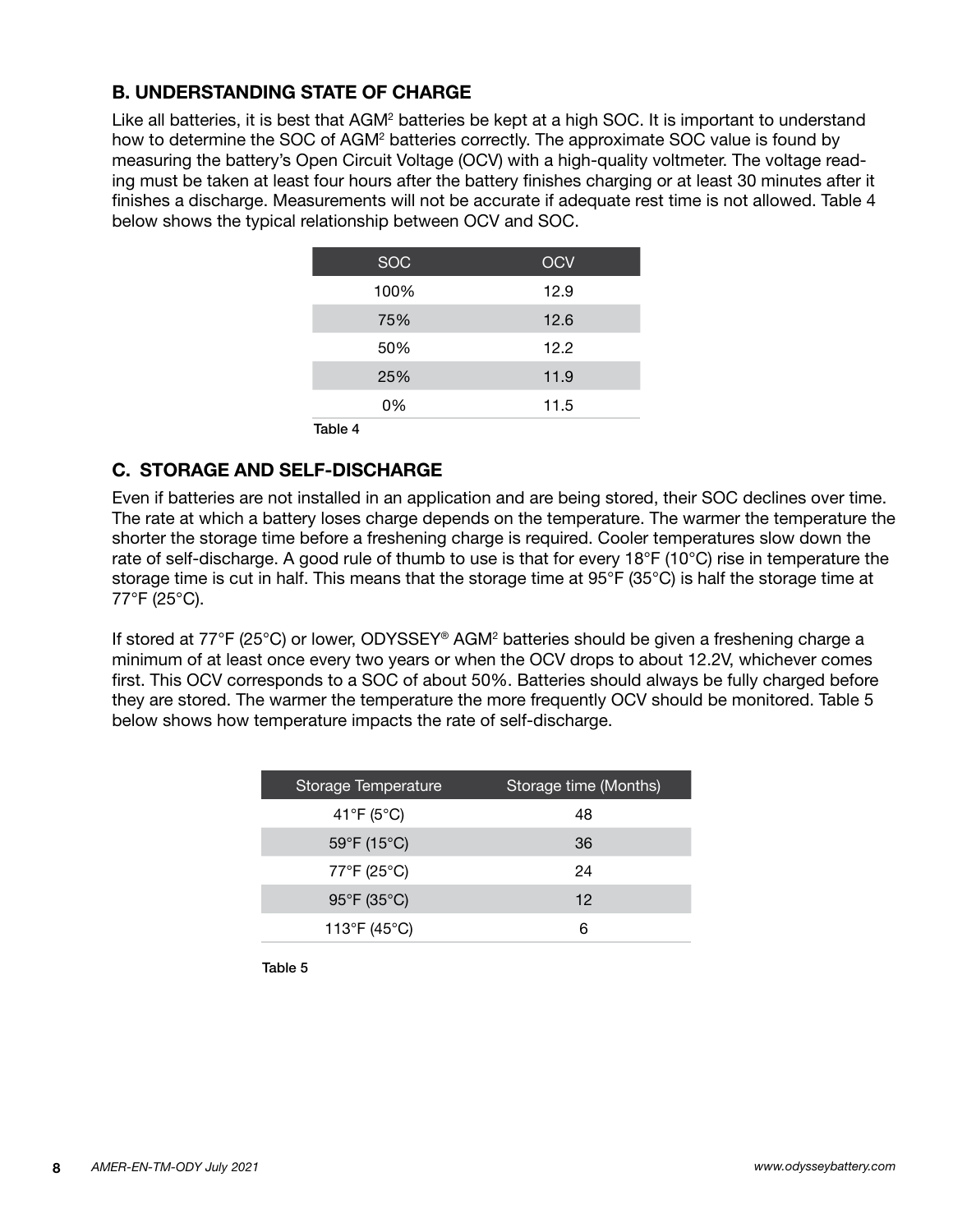## B. UNDERSTANDING STATE OF CHARGE

Like all batteries, it is best that AGM[2] batteries be kept at a high SOC. It is important to understand how to determine the SOC of AGM[2] batteries correctly. The approximate SOC value is found by measuring the battery's Open Circuit Voltage (OCV) with a high-quality voltmeter. The voltage reading must be taken at least four hours after the battery finishes charging or at least 30 minutes after it finishes a discharge. Measurements will not be accurate if adequate rest time is not allowed. Table 4 below shows the typical relationship between OCV and SOC.

| SOC | OCV |
|---|---|
| 100% | 12.9 |
| 75% | 12.6 |
| 50% | 12.2 |
| 25% | 11.9 |
| 0% | 11.5 |

Table 4

## C. STORAGE AND SELF-DISCHARGE

Even if batteries are not installed in an application and are being stored, their SOC declines over time. The rate at which a battery loses charge depends on the temperature. The warmer the temperature the shorter the storage time before a freshening charge is required. Cooler temperatures slow down the rate of self-discharge. A good rule of thumb to use is that for every 18°F (10°C) rise in temperature the storage time is cut in half. This means that the storage time at 95°F (35°C) is half the storage time at 77°F (25°C).

If stored at 77°F (25°C) or lower, ODYSSEY® AGM[2] batteries should be given a freshening charge a minimum of at least once every two years or when the OCV drops to about 12.2V, whichever comes first. This OCV corresponds to a SOC of about 50%. Batteries should always be fully charged before they are stored. The warmer the temperature the more frequently OCV should be monitored. Table 5 below shows how temperature impacts the rate of self-discharge.

| Storage Temperature | Storage time (Months) |
|---|---|
| 41°F (5°C) | 48 |
| 59°F (15°C) | 36 |
| 77°F (25°C) | 24 |
| 95°F (35°C) | 12 |
| 113°F (45°C) | 6 |

Table 5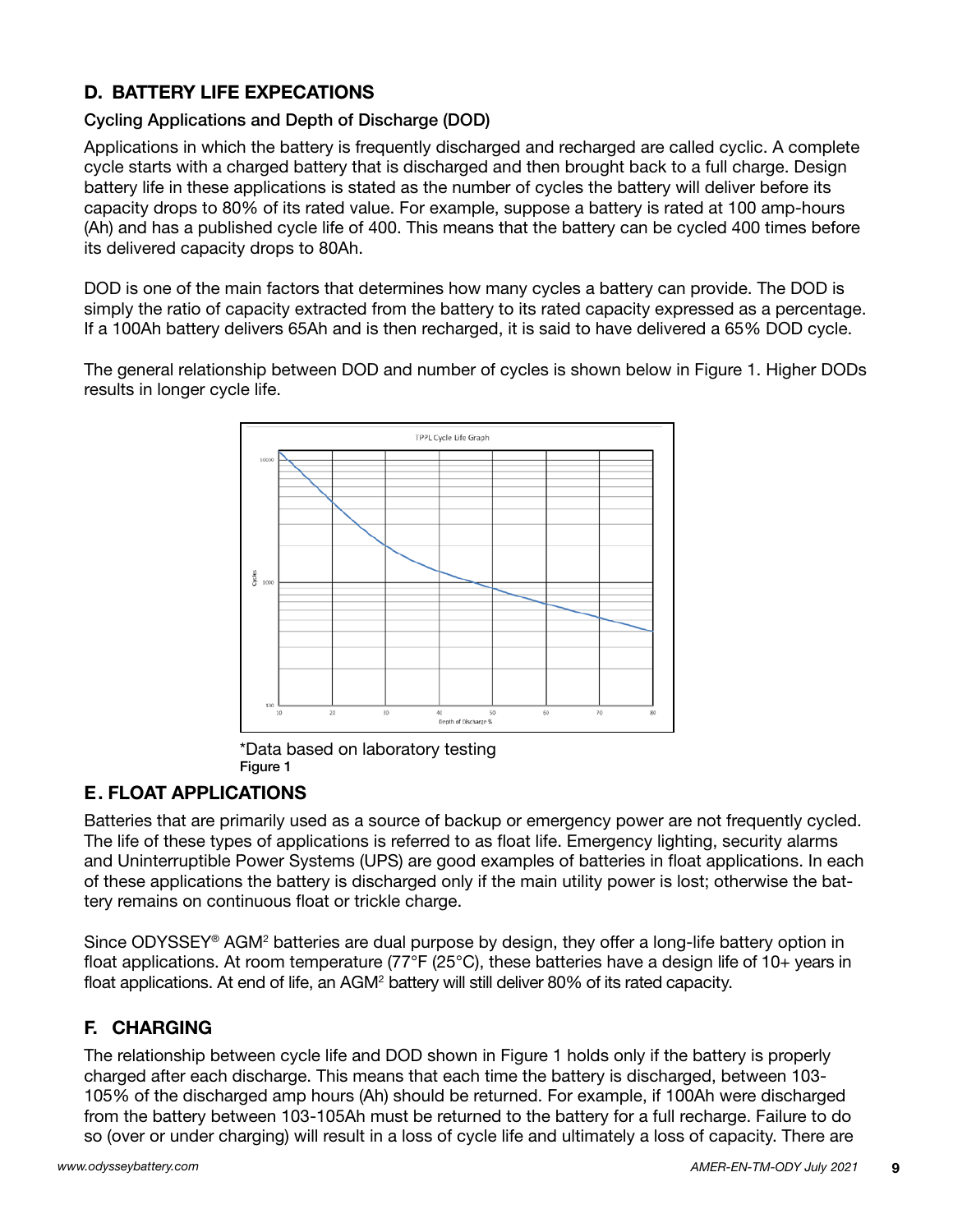## D. BATTERY LIFE EXPECATIONS

### Cycling Applications and Depth of Discharge (DOD)

Applications in which the battery is frequently discharged and recharged are called cyclic. A complete cycle starts with a charged battery that is discharged and then brought back to a full charge. Design battery life in these applications is stated as the number of cycles the battery will deliver before its capacity drops to 80% of its rated value. For example, suppose a battery is rated at 100 amp-hours (Ah) and has a published cycle life of 400. This means that the battery can be cycled 400 times before its delivered capacity drops to 80Ah.

DOD is one of the main factors that determines how many cycles a battery can provide. The DOD is simply the ratio of capacity extracted from the battery to its rated capacity expressed as a percentage. If a 100Ah battery delivers 65Ah and is then recharged, it is said to have delivered a 65% DOD cycle.

The general relationship between DOD and number of cycles is shown below in Figure 1. Higher DODs results in longer cycle life.

TPPL Cycle Life Graph

*Data based on laboratory testing

Figure 1

## E. FLOAT APPLICATIONS

Batteries that are primarily used as a source of backup or emergency power are not frequently cycled. The life of these types of applications is referred to as float life. Emergency lighting, security alarms and Uninterruptible Power Systems (UPS) are good examples of batteries in float applications. In each of these applications the battery is discharged only if the main utility power is lost; otherwise the battery remains on continuous float or trickle charge.

Since ODYSSEY® AGM[2] batteries are dual purpose by design, they offer a long-life battery option in float applications. At room temperature (77°F (25°C), these batteries have a design life of 10+ years in float applications. At end of life, an AGM[2] battery will still deliver 80% of its rated capacity.

## F. CHARGING

The relationship between cycle life and DOD shown in Figure 1 holds only if the battery is properly charged after each discharge. This means that each time the battery is discharged, between 103-105% of the discharged amp hours (Ah) should be returned. For example, if 100Ah were discharged from the battery between 103-105Ah must be returned to the battery for a full recharge. Failure to do so (over or under charging) will result in a loss of cycle life and ultimately a loss of capacity. There are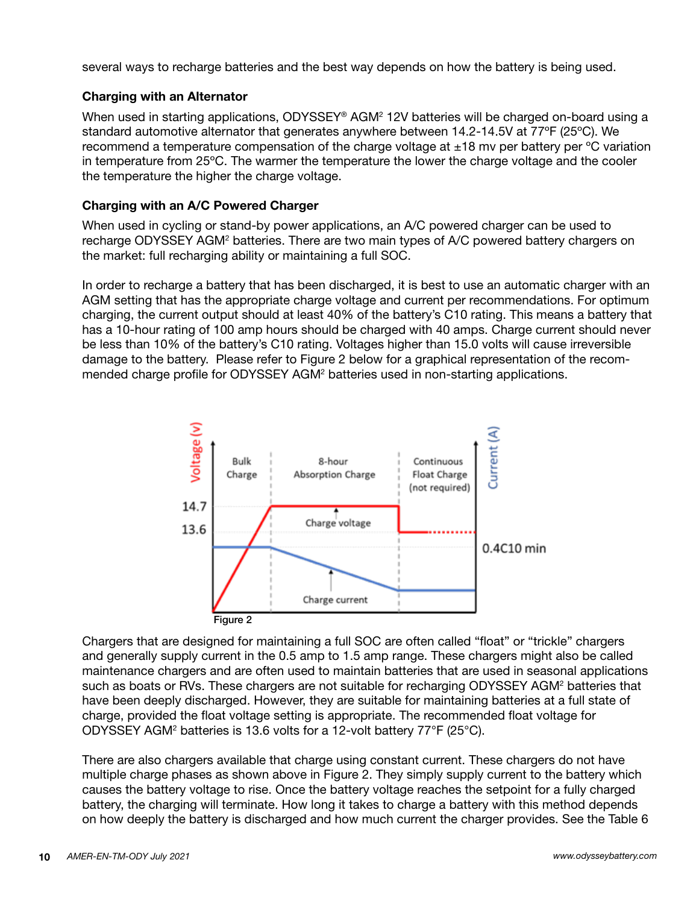several ways to recharge batteries and the best way depends on how the battery is being used.

### Charging with an Alternator

When used in starting applications, ODYSSEY® AGM² 12V batteries will be charged on-board using a standard automotive alternator that generates anywhere between 14.2-14.5V at 77ºF (25ºC). We recommend a temperature compensation of the charge voltage at ±18 mv per battery per ºC variation in temperature from 25ºC. The warmer the temperature the lower the charge voltage and the cooler the temperature the higher the charge voltage.

### Charging with an A/C Powered Charger

When used in cycling or stand-by power applications, an A/C powered charger can be used to recharge ODYSSEY AGM² batteries. There are two main types of A/C powered battery chargers on the market: full recharging ability or maintaining a full SOC.

In order to recharge a battery that has been discharged, it is best to use an automatic charger with an AGM setting that has the appropriate charge voltage and current per recommendations. For optimum charging, the current output should at least 40% of the battery's C10 rating. This means a battery that has a 10-hour rating of 100 amp hours should be charged with 40 amps. Charge current should never be less than 10% of the battery's C10 rating. Voltages higher than 15.0 volts will cause irreversible damage to the battery. Please refer to Figure 2 below for a graphical representation of the recommended charge profile for ODYSSEY AGM² batteries used in non-starting applications.

Figure 2

Chargers that are designed for maintaining a full SOC are often called "float" or "trickle" chargers and generally supply current in the 0.5 amp to 1.5 amp range. These chargers might also be called maintenance chargers and are often used to maintain batteries that are used in seasonal applications such as boats or RVs. These chargers are not suitable for recharging ODYSSEY AGM² batteries that have been deeply discharged. However, they are suitable for maintaining batteries at a full state of charge, provided the float voltage setting is appropriate. The recommended float voltage for ODYSSEY AGM² batteries is 13.6 volts for a 12-volt battery 77°F (25°C).

There are also chargers available that charge using constant current. These chargers do not have multiple charge phases as shown above in Figure 2. They simply supply current to the battery which causes the battery voltage to rise. Once the battery voltage reaches the setpoint for a fully charged battery, the charging will terminate. How long it takes to charge a battery with this method depends on how deeply the battery is discharged and how much current the charger provides. See the Table 6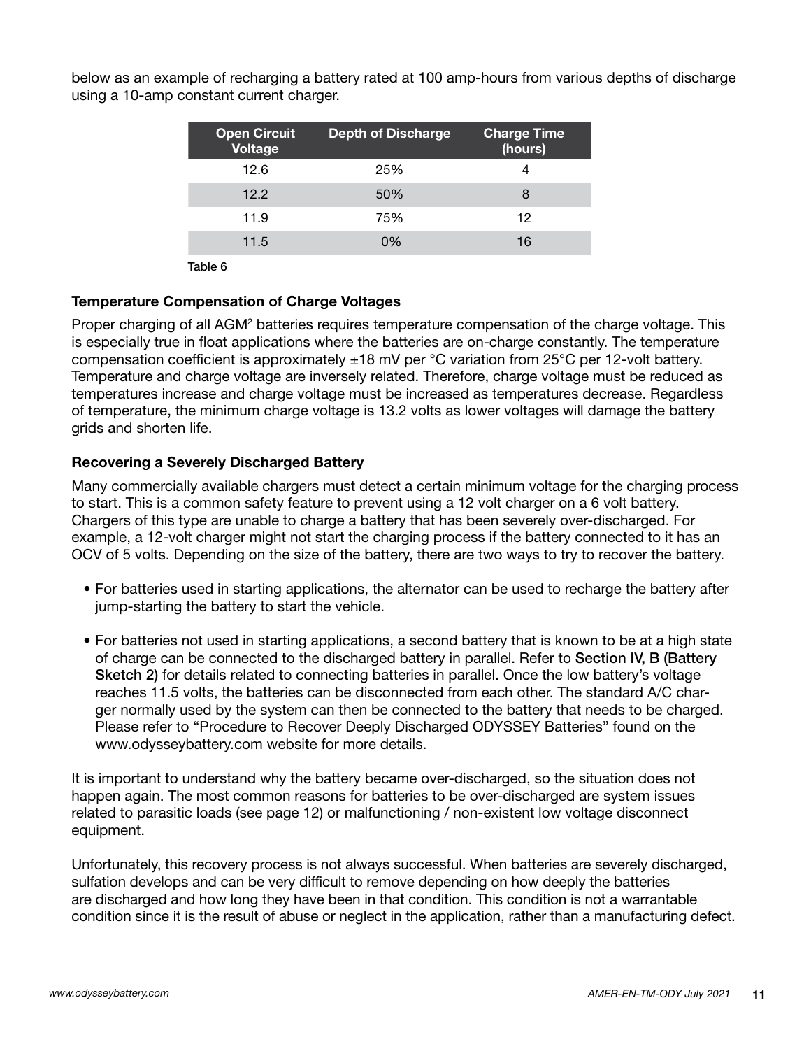below as an example of recharging a battery rated at 100 amp-hours from various depths of discharge using a 10-amp constant current charger.

| Open Circuit Voltage | Depth of Discharge | Charge Time (hours) |
|---|---|---|
| 12.6 | 25% | 4 |
| 12.2 | 50% | 8 |
| 11.9 | 75% | 12 |
| 11.5 | 0% | 16 |

Table 6

### Temperature Compensation of Charge Voltages

Proper charging of all AGM[2] batteries requires temperature compensation of the charge voltage. This is especially true in float applications where the batteries are on-charge constantly. The temperature compensation coefficient is approximately ±18 mV per °C variation from 25°C per 12-volt battery. Temperature and charge voltage are inversely related. Therefore, charge voltage must be reduced as temperatures increase and charge voltage must be increased as temperatures decrease. Regardless of temperature, the minimum charge voltage is 13.2 volts as lower voltages will damage the battery grids and shorten life.

### Recovering a Severely Discharged Battery

Many commercially available chargers must detect a certain minimum voltage for the charging process to start. This is a common safety feature to prevent using a 12 volt charger on a 6 volt battery. Chargers of this type are unable to charge a battery that has been severely over-discharged. For example, a 12-volt charger might not start the charging process if the battery connected to it has an OCV of 5 volts. Depending on the size of the battery, there are two ways to try to recover the battery.

- For batteries used in starting applications, the alternator can be used to recharge the battery after jump-starting the battery to start the vehicle.
- For batteries not used in starting applications, a second battery that is known to be at a high state of charge can be connected to the discharged battery in parallel. Refer to **Section IV, B (Battery Sketch 2)** for details related to connecting batteries in parallel. Once the low battery's voltage reaches 11.5 volts, the batteries can be disconnected from each other. The standard A/C charger normally used by the system can then be connected to the battery that needs to be charged. Please refer to "Procedure to Recover Deeply Discharged ODYSSEY Batteries" found on the www.odysseybattery.com website for more details.

It is important to understand why the battery became over-discharged, so the situation does not happen again. The most common reasons for batteries to be over-discharged are system issues related to parasitic loads (see page 12) or malfunctioning / non-existent low voltage disconnect equipment.

Unfortunately, this recovery process is not always successful. When batteries are severely discharged, sulfation develops and can be very difficult to remove depending on how deeply the batteries are discharged and how long they have been in that condition. This condition is not a warrantable condition since it is the result of abuse or neglect in the application, rather than a manufacturing defect.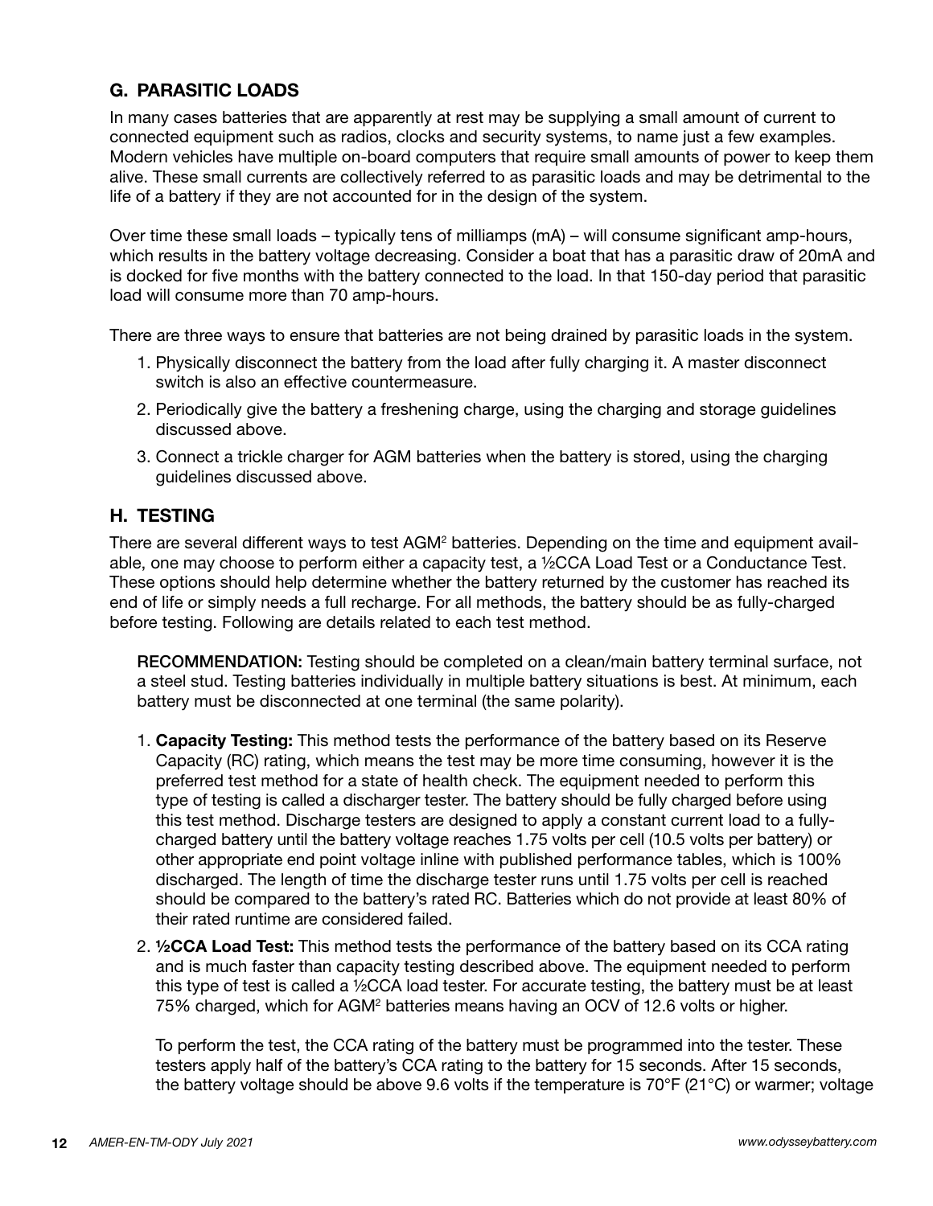## G. PARASITIC LOADS

In many cases batteries that are apparently at rest may be supplying a small amount of current to connected equipment such as radios, clocks and security systems, to name just a few examples. Modern vehicles have multiple on-board computers that require small amounts of power to keep them alive. These small currents are collectively referred to as parasitic loads and may be detrimental to the life of a battery if they are not accounted for in the design of the system.

Over time these small loads – typically tens of milliamps (mA) – will consume significant amp-hours, which results in the battery voltage decreasing. Consider a boat that has a parasitic draw of 20mA and is docked for five months with the battery connected to the load. In that 150-day period that parasitic load will consume more than 70 amp-hours.

There are three ways to ensure that batteries are not being drained by parasitic loads in the system.

1. Physically disconnect the battery from the load after fully charging it. A master disconnect switch is also an effective countermeasure.
2. Periodically give the battery a freshening charge, using the charging and storage guidelines discussed above.
3. Connect a trickle charger for AGM batteries when the battery is stored, using the charging guidelines discussed above.

## H. TESTING

There are several different ways to test AGM[2] batteries. Depending on the time and equipment available, one may choose to perform either a capacity test, a ½CCA Load Test or a Conductance Test. These options should help determine whether the battery returned by the customer has reached its end of life or simply needs a full recharge. For all methods, the battery should be as fully-charged before testing. Following are details related to each test method.

**RECOMMENDATION:** Testing should be completed on a clean/main battery terminal surface, not a steel stud. Testing batteries individually in multiple battery situations is best. At minimum, each battery must be disconnected at one terminal (the same polarity).

1. **Capacity Testing:** This method tests the performance of the battery based on its Reserve Capacity (RC) rating, which means the test may be more time consuming, however it is the preferred test method for a state of health check. The equipment needed to perform this type of testing is called a discharger tester. The battery should be fully charged before using this test method. Discharge testers are designed to apply a constant current load to a fully-charged battery until the battery voltage reaches 1.75 volts per cell (10.5 volts per battery) or other appropriate end point voltage inline with published performance tables, which is 100% discharged. The length of time the discharge tester runs until 1.75 volts per cell is reached should be compared to the battery's rated RC. Batteries which do not provide at least 80% of their rated runtime are considered failed.
2. **½CCA Load Test:** This method tests the performance of the battery based on its CCA rating and is much faster than capacity testing described above. The equipment needed to perform this type of test is called a ½CCA load tester. For accurate testing, the battery must be at least 75% charged, which for AGM[2] batteries means having an OCV of 12.6 volts or higher.

   To perform the test, the CCA rating of the battery must be programmed into the tester. These testers apply half of the battery's CCA rating to the battery for 15 seconds. After 15 seconds, the battery voltage should be above 9.6 volts if the temperature is 70°F (21°C) or warmer; voltage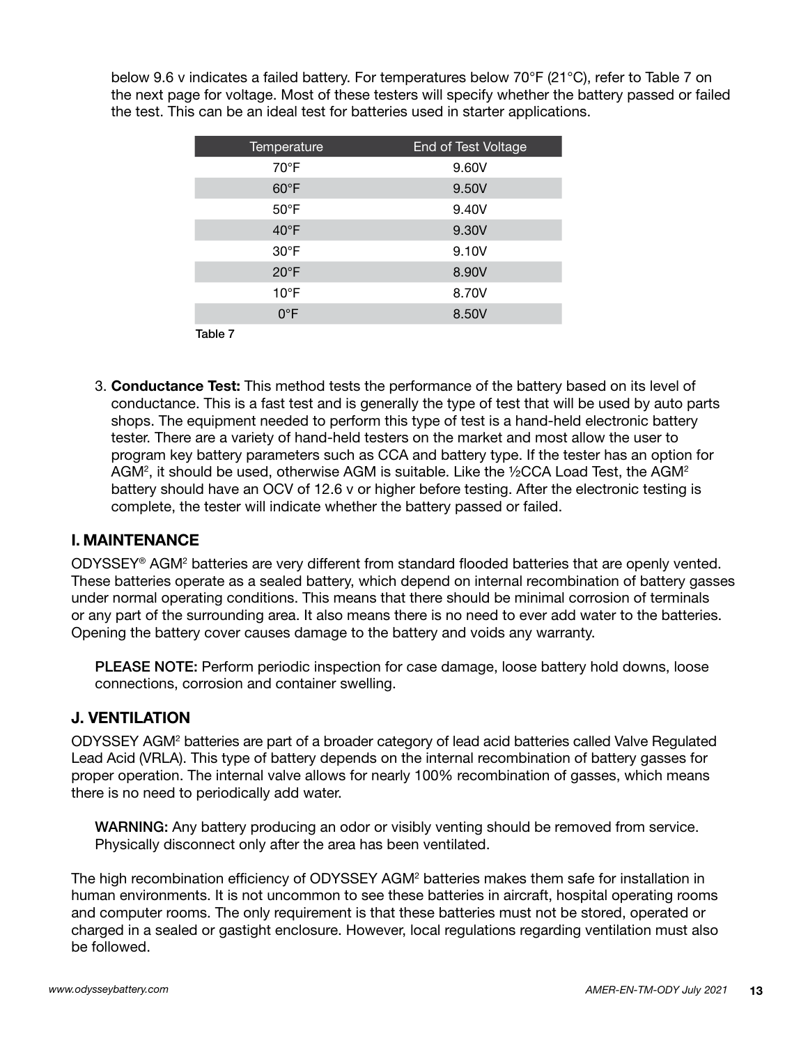below 9.6 v indicates a failed battery. For temperatures below 70°F (21°C), refer to Table 7 on the next page for voltage. Most of these testers will specify whether the battery passed or failed the test. This can be an ideal test for batteries used in starter applications.

| Temperature | End of Test Voltage |
| --- | --- |
| 70°F | 9.60V |
| 60°F | 9.50V |
| 50°F | 9.40V |
| 40°F | 9.30V |
| 30°F | 9.10V |
| 20°F | 8.90V |
| 10°F | 8.70V |
| 0°F | 8.50V |

Table 7

3. **Conductance Test:** This method tests the performance of the battery based on its level of conductance. This is a fast test and is generally the type of test that will be used by auto parts shops. The equipment needed to perform this type of test is a hand-held electronic battery tester. There are a variety of hand-held testers on the market and most allow the user to program key battery parameters such as CCA and battery type. If the tester has an option for $AGM^2$, it should be used, otherwise AGM is suitable. Like the ½CCA Load Test, the $AGM^2$ battery should have an OCV of 12.6 v or higher before testing. After the electronic testing is complete, the tester will indicate whether the battery passed or failed.

## I. MAINTENANCE

ODYSSEY® $AGM^2$ batteries are very different from standard flooded batteries that are openly vented. These batteries operate as a sealed battery, which depend on internal recombination of battery gasses under normal operating conditions. This means that there should be minimal corrosion of terminals or any part of the surrounding area. It also means there is no need to ever add water to the batteries. Opening the battery cover causes damage to the battery and voids any warranty.

PLEASE NOTE: Perform periodic inspection for case damage, loose battery hold downs, loose connections, corrosion and container swelling.

## J. VENTILATION

ODYSSEY $AGM^2$ batteries are part of a broader category of lead acid batteries called Valve Regulated Lead Acid (VRLA). This type of battery depends on the internal recombination of battery gasses for proper operation. The internal valve allows for nearly 100% recombination of gasses, which means there is no need to periodically add water.

WARNING: Any battery producing an odor or visibly venting should be removed from service. Physically disconnect only after the area has been ventilated.

The high recombination efficiency of ODYSSEY $AGM^2$ batteries makes them safe for installation in human environments. It is not uncommon to see these batteries in aircraft, hospital operating rooms and computer rooms. The only requirement is that these batteries must not be stored, operated or charged in a sealed or gastight enclosure. However, local regulations regarding ventilation must also be followed.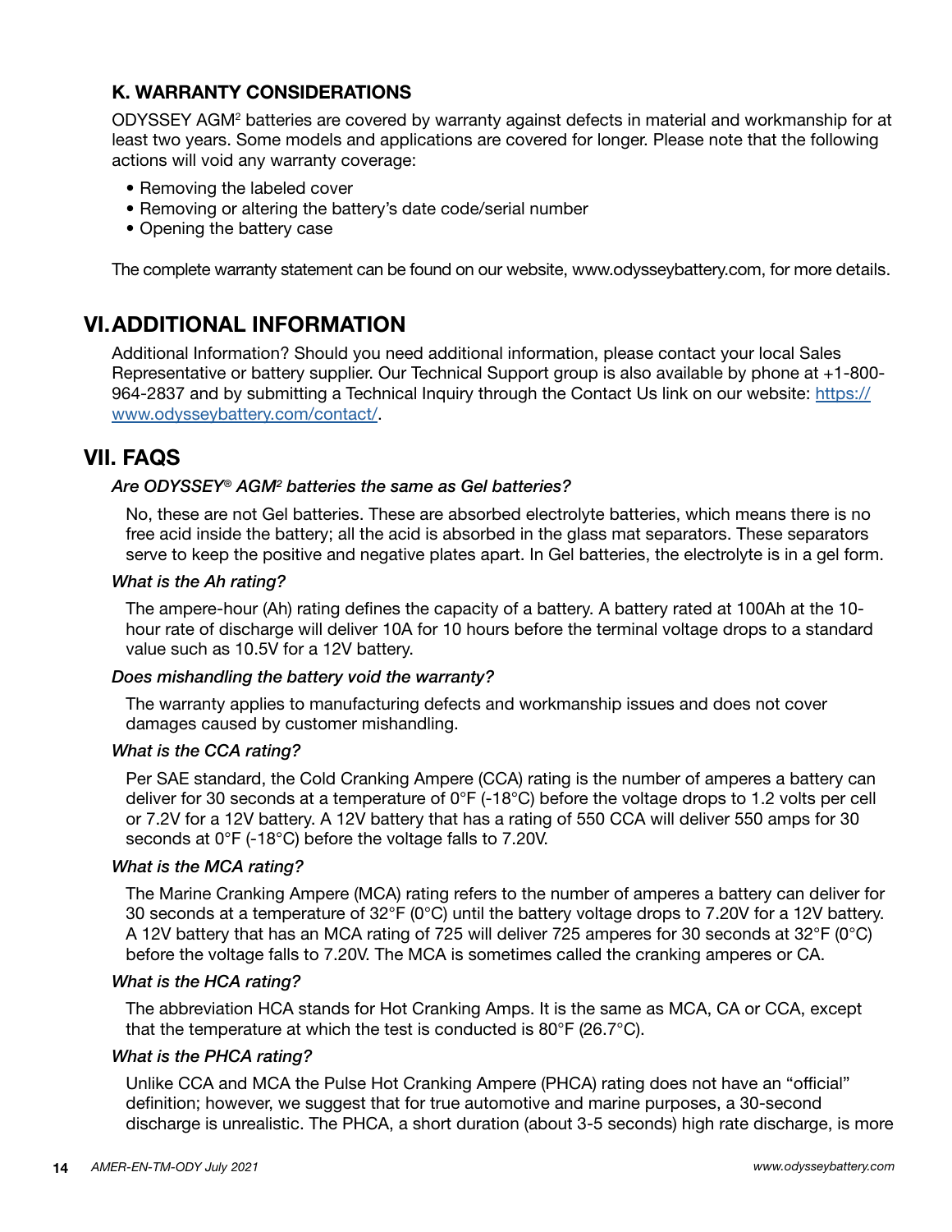### K. WARRANTY CONSIDERATIONS

ODYSSEY AGM[2] batteries are covered by warranty against defects in material and workmanship for at least two years. Some models and applications are covered for longer. Please note that the following actions will void any warranty coverage:

- Removing the labeled cover
- Removing or altering the battery's date code/serial number
- Opening the battery case

The complete warranty statement can be found on our website, www.odysseybattery.com, for more details.

## VI. ADDITIONAL INFORMATION

Additional Information? Should you need additional information, please contact your local Sales Representative or battery supplier. Our Technical Support group is also available by phone at +1-800-964-2837 and by submitting a Technical Inquiry through the Contact Us link on our website: [https://www.odysseybattery.com/contact/](https://www.odysseybattery.com/contact/).

## VII. FAQS

*Are ODYSSEY® AGM[2] batteries the same as Gel batteries?*

No, these are not Gel batteries. These are absorbed electrolyte batteries, which means there is no free acid inside the battery; all the acid is absorbed in the glass mat separators. These separators serve to keep the positive and negative plates apart. In Gel batteries, the electrolyte is in a gel form.

*What is the Ah rating?*

The ampere-hour (Ah) rating defines the capacity of a battery. A battery rated at 100Ah at the 10-hour rate of discharge will deliver 10A for 10 hours before the terminal voltage drops to a standard value such as 10.5V for a 12V battery.

*Does mishandling the battery void the warranty?*

The warranty applies to manufacturing defects and workmanship issues and does not cover damages caused by customer mishandling.

*What is the CCA rating?*

Per SAE standard, the Cold Cranking Ampere (CCA) rating is the number of amperes a battery can deliver for 30 seconds at a temperature of 0°F (-18°C) before the voltage drops to 1.2 volts per cell or 7.2V for a 12V battery. A 12V battery that has a rating of 550 CCA will deliver 550 amps for 30 seconds at 0°F (-18°C) before the voltage falls to 7.20V.

*What is the MCA rating?*

The Marine Cranking Ampere (MCA) rating refers to the number of amperes a battery can deliver for 30 seconds at a temperature of 32°F (0°C) until the battery voltage drops to 7.20V for a 12V battery. A 12V battery that has an MCA rating of 725 will deliver 725 amperes for 30 seconds at 32°F (0°C) before the voltage falls to 7.20V. The MCA is sometimes called the cranking amperes or CA.

*What is the HCA rating?*

The abbreviation HCA stands for Hot Cranking Amps. It is the same as MCA, CA or CCA, except that the temperature at which the test is conducted is 80°F (26.7°C).

*What is the PHCA rating?*

Unlike CCA and MCA the Pulse Hot Cranking Ampere (PHCA) rating does not have an "official" definition; however, we suggest that for true automotive and marine purposes, a 30-second discharge is unrealistic. The PHCA, a short duration (about 3-5 seconds) high rate discharge, is more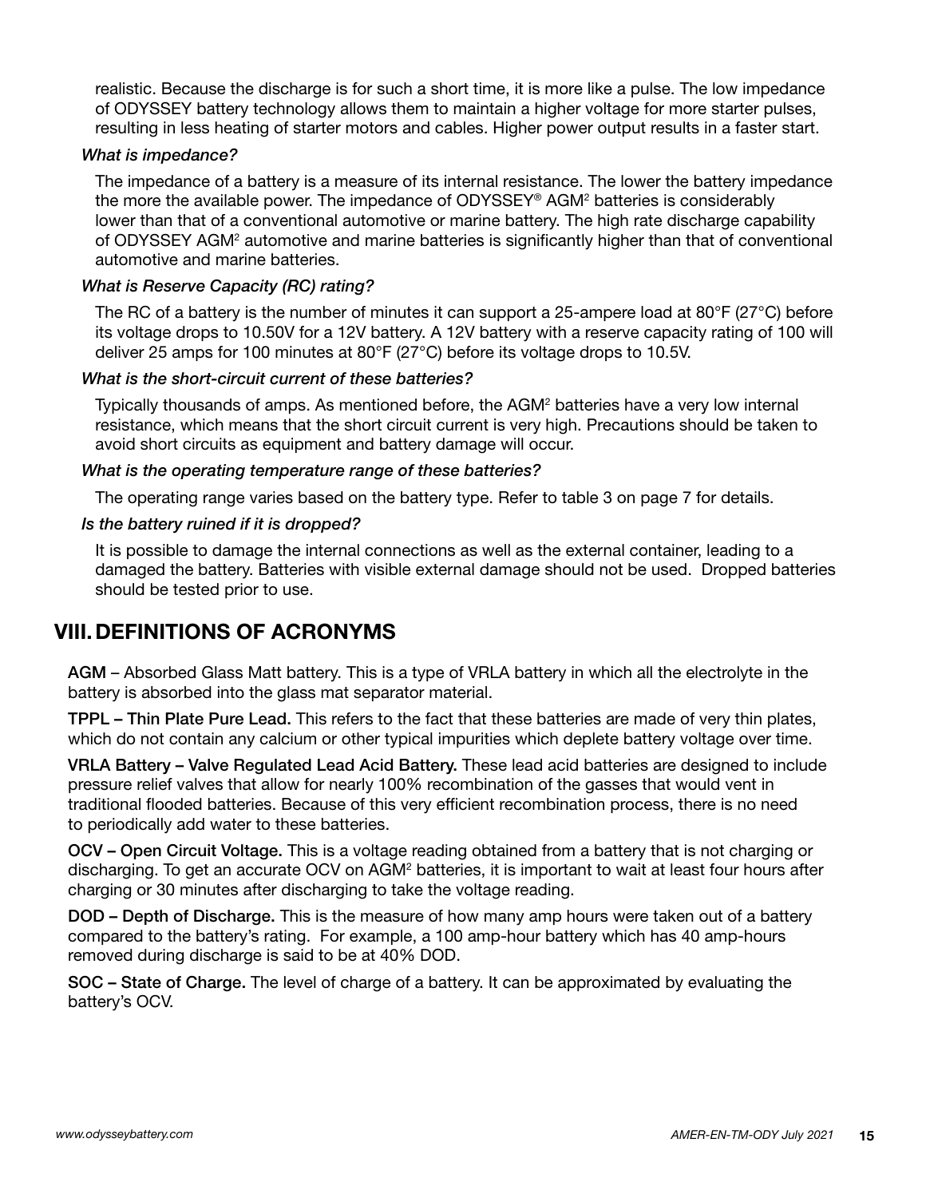realistic. Because the discharge is for such a short time, it is more like a pulse. The low impedance of ODYSSEY battery technology allows them to maintain a higher voltage for more starter pulses, resulting in less heating of starter motors and cables. Higher power output results in a faster start.

*What is impedance?*

The impedance of a battery is a measure of its internal resistance. The lower the battery impedance the more the available power. The impedance of ODYSSEY® AGM² batteries is considerably lower than that of a conventional automotive or marine battery. The high rate discharge capability of ODYSSEY AGM² automotive and marine batteries is significantly higher than that of conventional automotive and marine batteries.

*What is Reserve Capacity (RC) rating?*

The RC of a battery is the number of minutes it can support a 25-ampere load at 80°F (27°C) before its voltage drops to 10.50V for a 12V battery. A 12V battery with a reserve capacity rating of 100 will deliver 25 amps for 100 minutes at 80°F (27°C) before its voltage drops to 10.5V.

*What is the short-circuit current of these batteries?*

Typically thousands of amps. As mentioned before, the AGM² batteries have a very low internal resistance, which means that the short circuit current is very high. Precautions should be taken to avoid short circuits as equipment and battery damage will occur.

*What is the operating temperature range of these batteries?*

The operating range varies based on the battery type. Refer to table 3 on page 7 for details.

*Is the battery ruined if it is dropped?*

It is possible to damage the internal connections as well as the external container, leading to a damaged the battery. Batteries with visible external damage should not be used. Dropped batteries should be tested prior to use.

## VIII. DEFINITIONS OF ACRONYMS

**AGM** – Absorbed Glass Matt battery. This is a type of VRLA battery in which all the electrolyte in the battery is absorbed into the glass mat separator material.

**TPPL – Thin Plate Pure Lead.** This refers to the fact that these batteries are made of very thin plates, which do not contain any calcium or other typical impurities which deplete battery voltage over time.

**VRLA Battery – Valve Regulated Lead Acid Battery.** These lead acid batteries are designed to include pressure relief valves that allow for nearly 100% recombination of the gasses that would vent in traditional flooded batteries. Because of this very efficient recombination process, there is no need to periodically add water to these batteries.

**OCV – Open Circuit Voltage.** This is a voltage reading obtained from a battery that is not charging or discharging. To get an accurate OCV on AGM² batteries, it is important to wait at least four hours after charging or 30 minutes after discharging to take the voltage reading.

**DOD – Depth of Discharge.** This is the measure of how many amp hours were taken out of a battery compared to the battery's rating. For example, a 100 amp-hour battery which has 40 amp-hours removed during discharge is said to be at 40% DOD.

**SOC – State of Charge.** The level of charge of a battery. It can be approximated by evaluating the battery's OCV.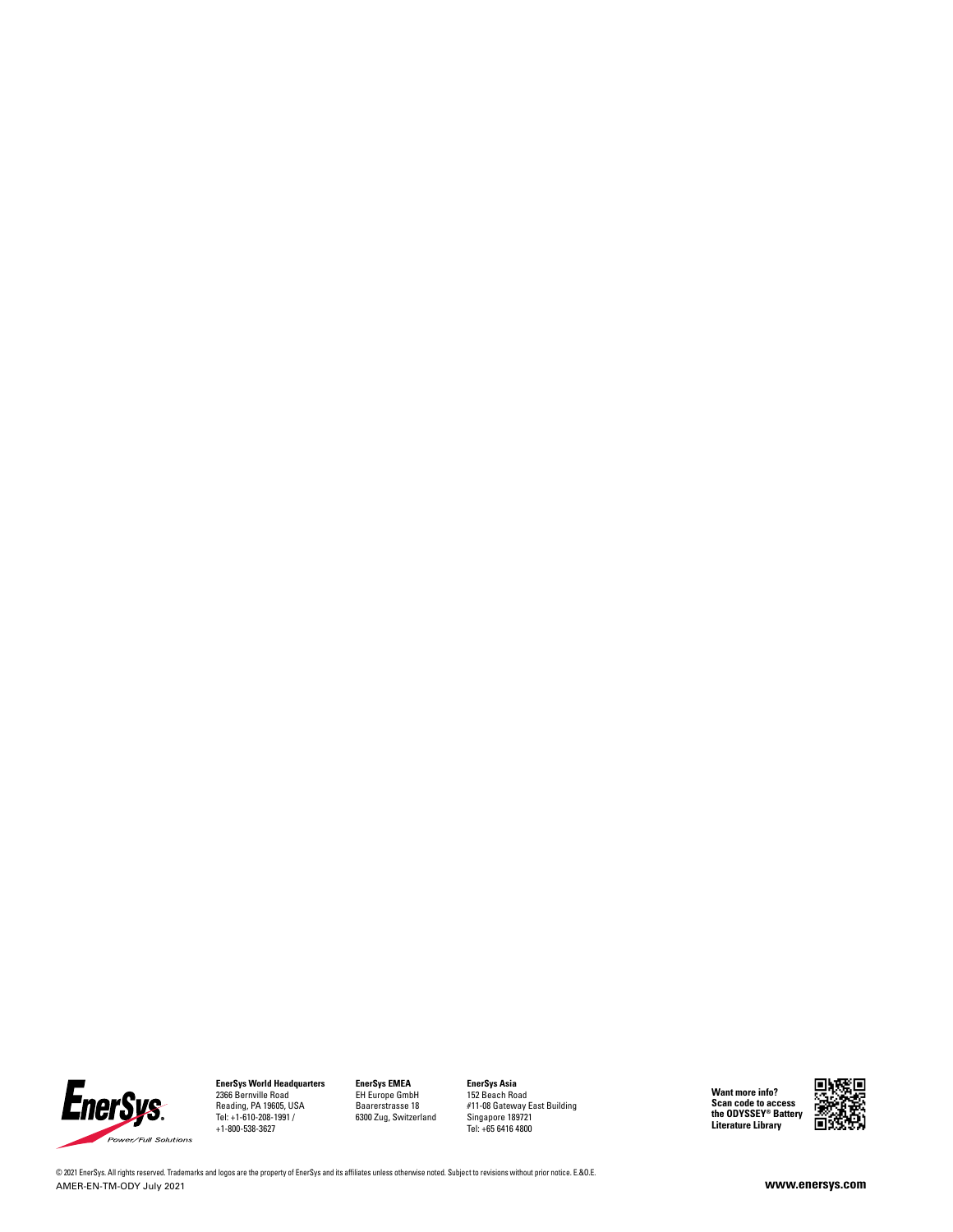**EnerSys World Headquarters**
2366 Bernville Road
Reading, PA 19605, USA
Tel: +1-610-208-1991 /
+1-800-538-3627

**EnerSys EMEA**
EH Europe GmbH
Baarerstrasse 18
6300 Zug, Switzerland

**EnerSys Asia**
152 Beach Road
#11-08 Gateway East Building
Singapore 189721
Tel: +65 6416 4800

**Want more info?**
**Scan code to access the ODYSSEY® Battery Literature Library**

© 2021 EnerSys. All rights reserved. Trademarks and logos are the property of EnerSys and its affiliates unless otherwise noted. Subject to revisions without prior notice. E.&O.E.

AMER-EN-TM-ODY July 2021

**www.enersys.com**